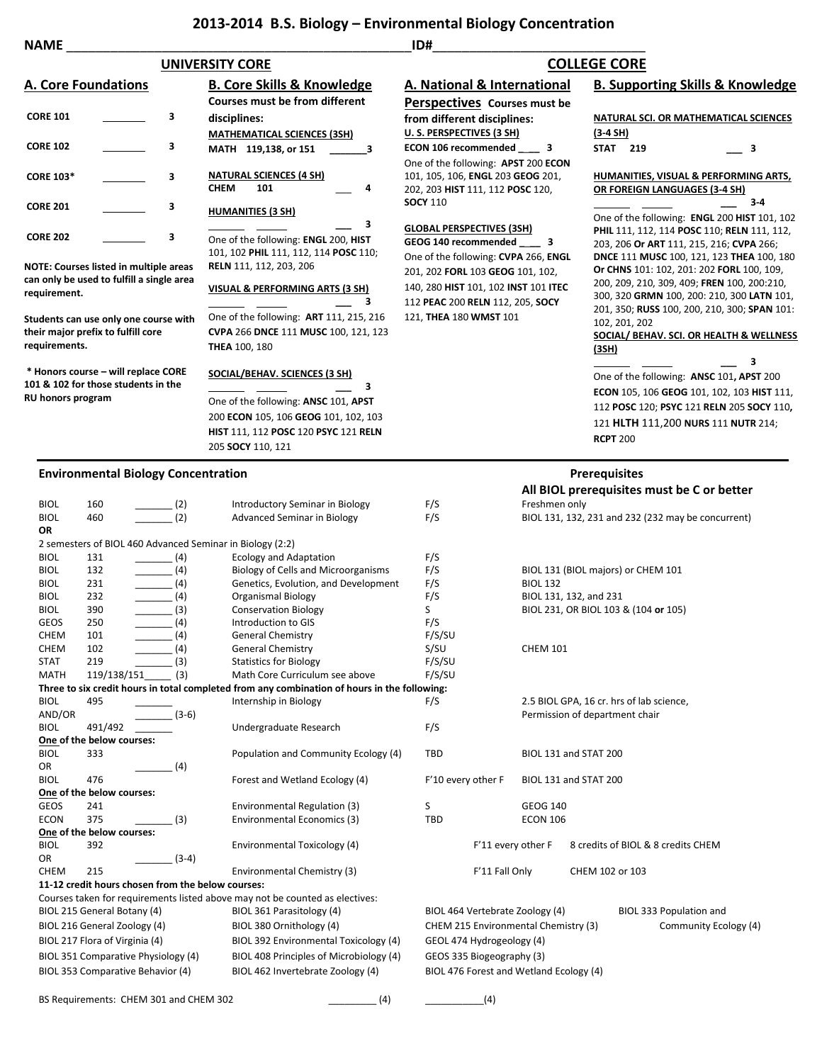# 2013-2014 B.S. Biology – Environmental Biology Concentration

NAME ____________________________________________ ID# ___________________________

## UNIVERSITY CORE

### A. Core Foundations

| | | |
|---|---|---|
| **CORE 101** | _______ | 3 |
| **CORE 102** | _______ | 3 |
| **CORE 103*** | _______ | 3 |
| **CORE 201** | _______ | 3 |
| **CORE 202** | _______ | 3 |

**NOTE: Courses listed in multiple areas can only be used to fulfill a single area requirement.**

**Students can use only one course with their major prefix to fulfill core requirements.**

**\* Honors course – will replace CORE 101 & 102 for those students in the RU honors program**

### B. Core Skills & Knowledge

**Courses must be from different disciplines:**

**MATHEMATICAL SCIENCES (3SH)**
**MATH 119,138, or 151** _______ **3**

**NATURAL SCIENCES (4 SH)**
**CHEM 101** ___ **4**

**HUMANITIES (3 SH)**
_______ _______ ___ **3**
One of the following: **ENGL** 200, **HIST** 101, 102 **PHIL** 111, 112, 114 **POSC** 110; **RELN** 111, 112, 203, 206

**VISUAL & PERFORMING ARTS (3 SH)**
_______ _______ ___ **3**
One of the following: **ART** 111, 215, 216 **CVPA** 266 **DNCE** 111 **MUSC** 100, 121, 123 **THEA** 100, 180

**SOCIAL/BEHAV. SCIENCES (3 SH)**
_______ _______ ___ **3**
One of the following: **ANSC** 101, **APST** 200 **ECON** 105, 106 **GEOG** 101, 102, 103 **HIST** 111, 112 **POSC** 120 **PSYC** 121 **RELN** 205 **SOCY** 110, 121

## COLLEGE CORE

### A. National & International Perspectives

**Courses must be from different disciplines:**

**U. S. PERSPECTIVES (3 SH)**
**ECON 106 recommended** ___ **3**
One of the following: **APST** 200 **ECON** 101, 105, 106, **ENGL** 203 **GEOG** 201, 202, 203 **HIST** 111, 112 **POSC** 120, **SOCY** 110

**GLOBAL PERSPECTIVES (3SH)**
**GEOG 140 recommended** ___ **3**
One of the following: **CVPA** 266, **ENGL** 201, 202 **FORL** 103 **GEOG** 101, 102, 140, 280 **HIST** 101, 102 **INST** 101 **ITEC** 112 **PEAC** 200 **RELN** 112, 205, **SOCY** 121, **THEA** 180 **WMST** 101

### B. Supporting Skills & Knowledge

**NATURAL SCI. OR MATHEMATICAL SCIENCES (3-4 SH)**
**STAT 219** ___ **3**

**HUMANITIES, VISUAL & PERFORMING ARTS, OR FOREIGN LANGUAGES (3-4 SH)**
_______ _______ ___ **3-4**
One of the following: **ENGL** 200 **HIST** 101, 102 **PHIL** 111, 112, 114 **POSC** 110; **RELN** 111, 112, 203, 206 **Or ART** 111, 215, 216; **CVPA** 266; **DNCE** 111 **MUSC** 100, 121, 123 **THEA** 100, 180 **Or CHNS** 101: 102, 201: 202 **FORL** 100, 109, 200, 209, 210, 309, 409; **FREN** 100, 200:210, 300, 320 **GRMN** 100, 200: 210, 300 **LATN** 101, 201, 350; **RUSS** 100, 200, 210, 300; **SPAN** 101: 102, 201, 202

**SOCIAL/ BEHAV. SCI. OR HEALTH & WELLNESS (3SH)**
_______ _______ ___ **3**
One of the following: **ANSC** 101**, APST** 200 **ECON** 105, 106 **GEOG** 101, 102, 103 **HIST** 111, 112 **POSC** 120; **PSYC** 121 **RELN** 205 **SOCY** 110**,** 121 **HLTH** 111,200 **NURS** 111 **NUTR** 214; **RCPT** 200

---

## Environmental Biology Concentration

**Prerequisites**
**All BIOL prerequisites must be C or better**

| | | | | | |
|---|---|---|---|---|---|
| BIOL | 160 | _______ (2) | Introductory Seminar in Biology | F/S | Freshmen only |
| BIOL | 460 | _______ (2) | Advanced Seminar in Biology | F/S | BIOL 131, 132, 231 and 232 (232 may be concurrent) |
| **OR** | | | | | |
| 2 semesters of BIOL 460 Advanced Seminar in Biology (2:2) | | | | | |
| BIOL | 131 | _______ (4) | Ecology and Adaptation | F/S | |
| BIOL | 132 | _______ (4) | Biology of Cells and Microorganisms | F/S | BIOL 131 (BIOL majors) or CHEM 101 |
| BIOL | 231 | _______ (4) | Genetics, Evolution, and Development | F/S | BIOL 132 |
| BIOL | 232 | _______ (4) | Organismal Biology | F/S | BIOL 131, 132, and 231 |
| BIOL | 390 | _______ (3) | Conservation Biology | S | BIOL 231, OR BIOL 103 & (104 **or** 105) |
| GEOS | 250 | _______ (4) | Introduction to GIS | F/S | |
| CHEM | 101 | _______ (4) | General Chemistry | F/S/SU | |
| CHEM | 102 | _______ (4) | General Chemistry | S/SU | CHEM 101 |
| STAT | 219 | _______ (3) | Statistics for Biology | F/S/SU | |
| MATH | 119/138/151 | _____ (3) | Math Core Curriculum see above | F/S/SU | |
| **Three to six credit hours in total completed from any combination of hours in the following:** | | | | | |
| BIOL | 495 | _______ | Internship in Biology | F/S | 2.5 BIOL GPA, 16 cr. hrs of lab science, |
| AND/OR | | _______ (3-6) | | | Permission of department chair |
| BIOL | 491/492 | _______ | Undergraduate Research | F/S | |
| **One of the below courses:** | | | | | |
| BIOL | 333 | | Population and Community Ecology (4) | TBD | BIOL 131 and STAT 200 |
| OR | | _______ (4) | | | |
| BIOL | 476 | | Forest and Wetland Ecology (4) | F'10 every other F | BIOL 131 and STAT 200 |
| **One of the below courses:** | | | | | |
| GEOS | 241 | | Environmental Regulation (3) | S | GEOG 140 |
| ECON | 375 | _______ (3) | Environmental Economics (3) | TBD | ECON 106 |
| **One of the below courses:** | | | | | |
| BIOL | 392 | | Environmental Toxicology (4) | F'11 every other F | 8 credits of BIOL & 8 credits CHEM |
| OR | | _______ (3-4) | | | |
| CHEM | 215 | | Environmental Chemistry (3) | F'11 Fall Only | CHEM 102 or 103 |

**11-12 credit hours chosen from the below courses:**

Courses taken for requirements listed above may not be counted as electives:

| | | | |
|---|---|---|---|
| BIOL 215 General Botany (4) | BIOL 361 Parasitology (4) | BIOL 464 Vertebrate Zoology (4) | BIOL 333 Population and Community Ecology (4) |
| BIOL 216 General Zoology (4) | BIOL 380 Ornithology (4) | CHEM 215 Environmental Chemistry (3) | |
| BIOL 217 Flora of Virginia (4) | BIOL 392 Environmental Toxicology (4) | GEOL 474 Hydrogeology (4) | |
| BIOL 351 Comparative Physiology (4) | BIOL 408 Principles of Microbiology (4) | GEOS 335 Biogeography (3) | |
| BIOL 353 Comparative Behavior (4) | BIOL 462 Invertebrate Zoology (4) | BIOL 476 Forest and Wetland Ecology (4) | |

BS Requirements: CHEM 301 and CHEM 302 _________ (4) ___________(4)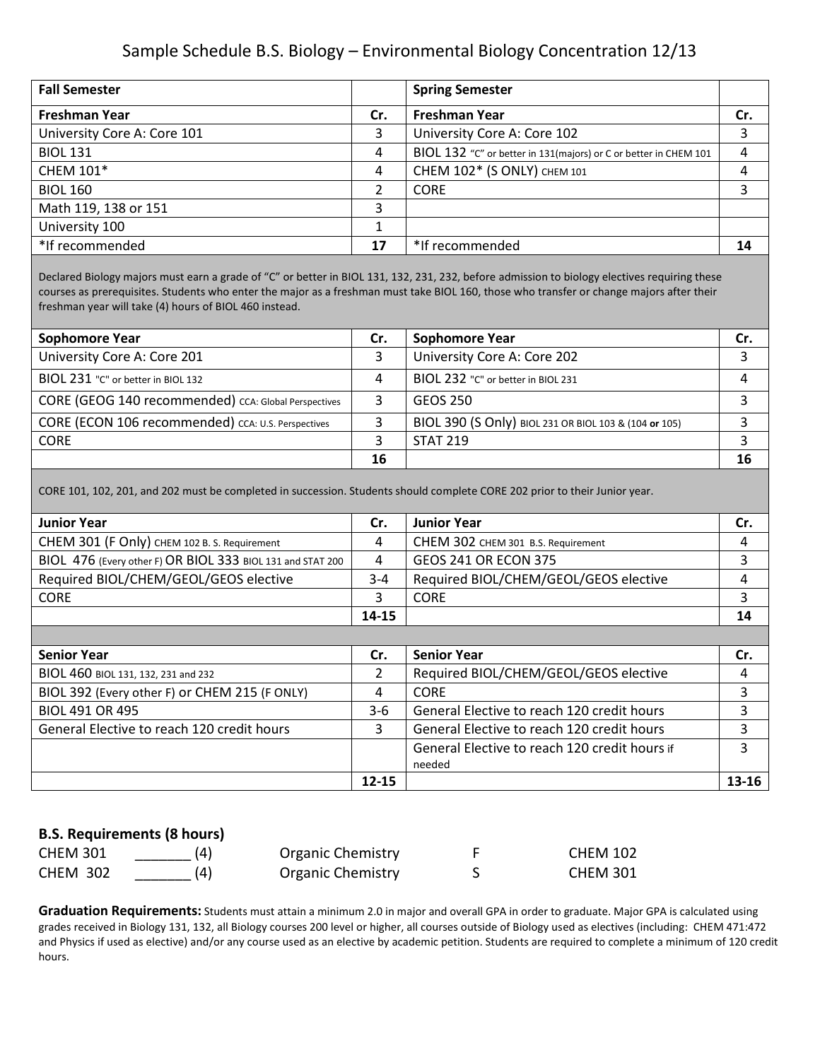# Sample Schedule B.S. Biology – Environmental Biology Concentration 12/13

| Fall Semester | | Spring Semester | |
|---|---|---|---|
| **Freshman Year** | **Cr.** | **Freshman Year** | **Cr.** |
| University Core A: Core 101 | 3 | University Core A: Core 102 | 3 |
| BIOL 131 | 4 | BIOL 132 "C" or better in 131(majors) or C or better in CHEM 101 | 4 |
| CHEM 101* | 4 | CHEM 102* (S ONLY) CHEM 101 | 4 |
| BIOL 160 | 2 | CORE | 3 |
| Math 119, 138 or 151 | 3 | | |
| University 100 | 1 | | |
| *If recommended | **17** | *If recommended | **14** |

Declared Biology majors must earn a grade of "C" or better in BIOL 131, 132, 231, 232, before admission to biology electives requiring these courses as prerequisites. Students who enter the major as a freshman must take BIOL 160, those who transfer or change majors after their freshman year will take (4) hours of BIOL 460 instead.

| | | | |
|---|---|---|---|
| **Sophomore Year** | **Cr.** | **Sophomore Year** | **Cr.** |
| University Core A: Core 201 | 3 | University Core A: Core 202 | 3 |
| BIOL 231 "C" or better in BIOL 132 | 4 | BIOL 232 "C" or better in BIOL 231 | 4 |
| CORE (GEOG 140 recommended) CCA: Global Perspectives | 3 | GEOS 250 | 3 |
| CORE (ECON 106 recommended) CCA: U.S. Perspectives | 3 | BIOL 390 (S Only) BIOL 231 OR BIOL 103 & (104 **or** 105) | 3 |
| CORE | 3 | STAT 219 | 3 |
| | **16** | | **16** |

CORE 101, 102, 201, and 202 must be completed in succession. Students should complete CORE 202 prior to their Junior year.

| | | | |
|---|---|---|---|
| **Junior Year** | **Cr.** | **Junior Year** | **Cr.** |
| CHEM 301 (F Only) CHEM 102 B. S. Requirement | 4 | CHEM 302 CHEM 301 B.S. Requirement | 4 |
| BIOL 476 (Every other F) OR BIOL 333 BIOL 131 and STAT 200 | 4 | GEOS 241 OR ECON 375 | 3 |
| Required BIOL/CHEM/GEOL/GEOS elective | 3-4 | Required BIOL/CHEM/GEOL/GEOS elective | 4 |
| CORE | 3 | CORE | 3 |
| | **14-15** | | **14** |

| | | | |
|---|---|---|---|
| **Senior Year** | **Cr.** | **Senior Year** | **Cr.** |
| BIOL 460 BIOL 131, 132, 231 and 232 | 2 | Required BIOL/CHEM/GEOL/GEOS elective | 4 |
| BIOL 392 (Every other F) or CHEM 215 (F ONLY) | 4 | CORE | 3 |
| BIOL 491 OR 495 | 3-6 | General Elective to reach 120 credit hours | 3 |
| General Elective to reach 120 credit hours | 3 | General Elective to reach 120 credit hours | 3 |
| | | General Elective to reach 120 credit hours if needed | 3 |
| | **12-15** | | **13-16** |

## B.S. Requirements (8 hours)

| | | | | |
|---|---|---|---|---|
| CHEM 301 | _______ (4) | Organic Chemistry | F | CHEM 102 |
| CHEM 302 | _______ (4) | Organic Chemistry | S | CHEM 301 |

**Graduation Requirements:** Students must attain a minimum 2.0 in major and overall GPA in order to graduate. Major GPA is calculated using grades received in Biology 131, 132, all Biology courses 200 level or higher, all courses outside of Biology used as electives (including: CHEM 471:472 and Physics if used as elective) and/or any course used as an elective by academic petition. Students are required to complete a minimum of 120 credit hours.